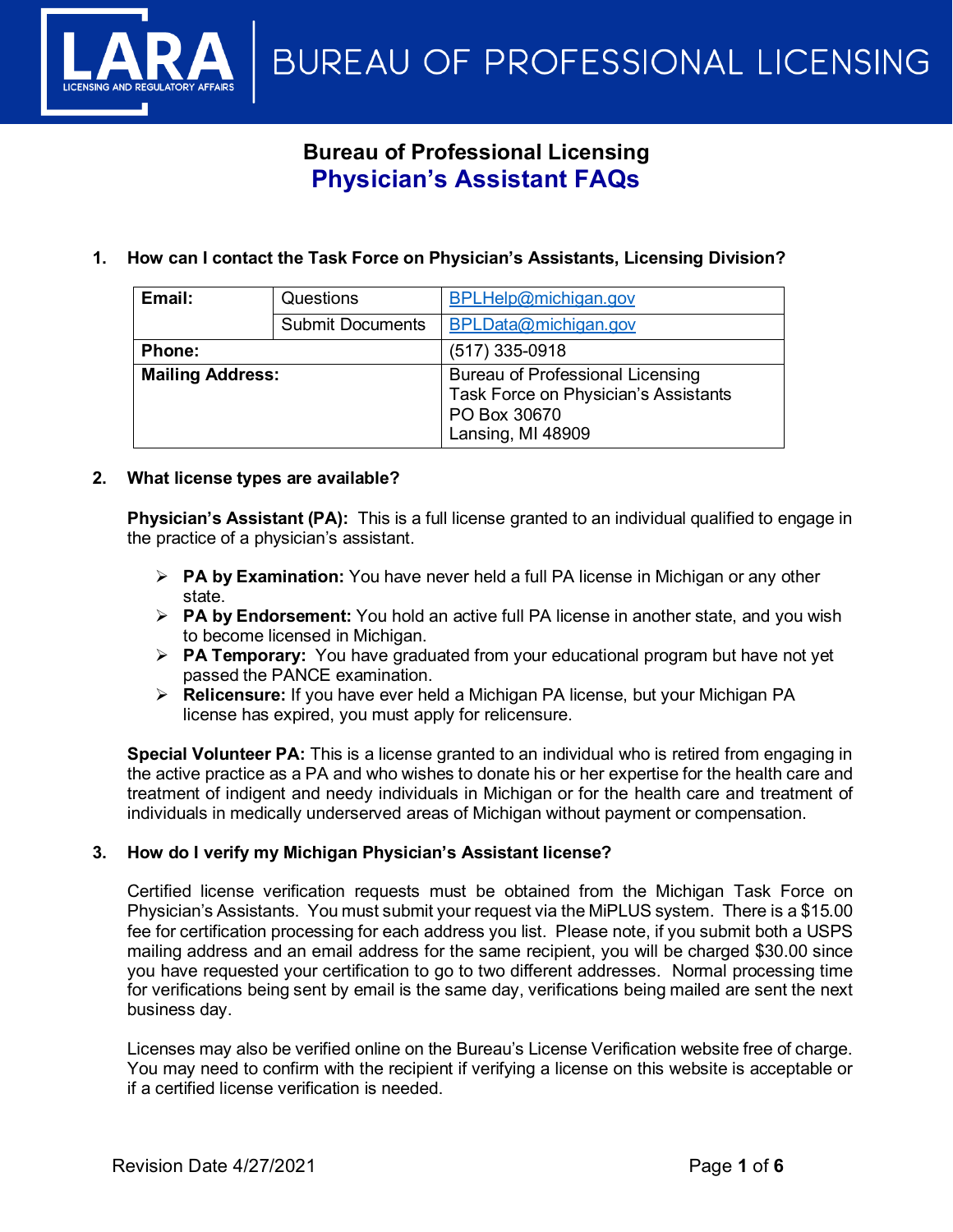# Bureau of Professional Licensing

## Physician's Assistant FAQs

### 1. How can I contact the Task Force on Physician's Assistants, Licensing Division?

| | | |
|---|---|---|
| **Email:** | Questions | BPLHelp@michigan.gov |
| | Submit Documents | BPLData@michigan.gov |
| **Phone:** | | (517) 335-0918 |
| **Mailing Address:** | | Bureau of Professional Licensing<br>Task Force on Physician's Assistants<br>PO Box 30670<br>Lansing, MI 48909 |

### 2. What license types are available?

**Physician's Assistant (PA):** This is a full license granted to an individual qualified to engage in the practice of a physician's assistant.

- **PA by Examination:** You have never held a full PA license in Michigan or any other state.
- **PA by Endorsement:** You hold an active full PA license in another state, and you wish to become licensed in Michigan.
- **PA Temporary:** You have graduated from your educational program but have not yet passed the PANCE examination.
- **Relicensure:** If you have ever held a Michigan PA license, but your Michigan PA license has expired, you must apply for relicensure.

**Special Volunteer PA:** This is a license granted to an individual who is retired from engaging in the active practice as a PA and who wishes to donate his or her expertise for the health care and treatment of indigent and needy individuals in Michigan or for the health care and treatment of individuals in medically underserved areas of Michigan without payment or compensation.

### 3. How do I verify my Michigan Physician's Assistant license?

Certified license verification requests must be obtained from the Michigan Task Force on Physician's Assistants. You must submit your request via the MiPLUS system. There is a $15.00 fee for certification processing for each address you list. Please note, if you submit both a USPS mailing address and an email address for the same recipient, you will be charged $30.00 since you have requested your certification to go to two different addresses. Normal processing time for verifications being sent by email is the same day, verifications being mailed are sent the next business day.

Licenses may also be verified online on the Bureau's License Verification website free of charge. You may need to confirm with the recipient if verifying a license on this website is acceptable or if a certified license verification is needed.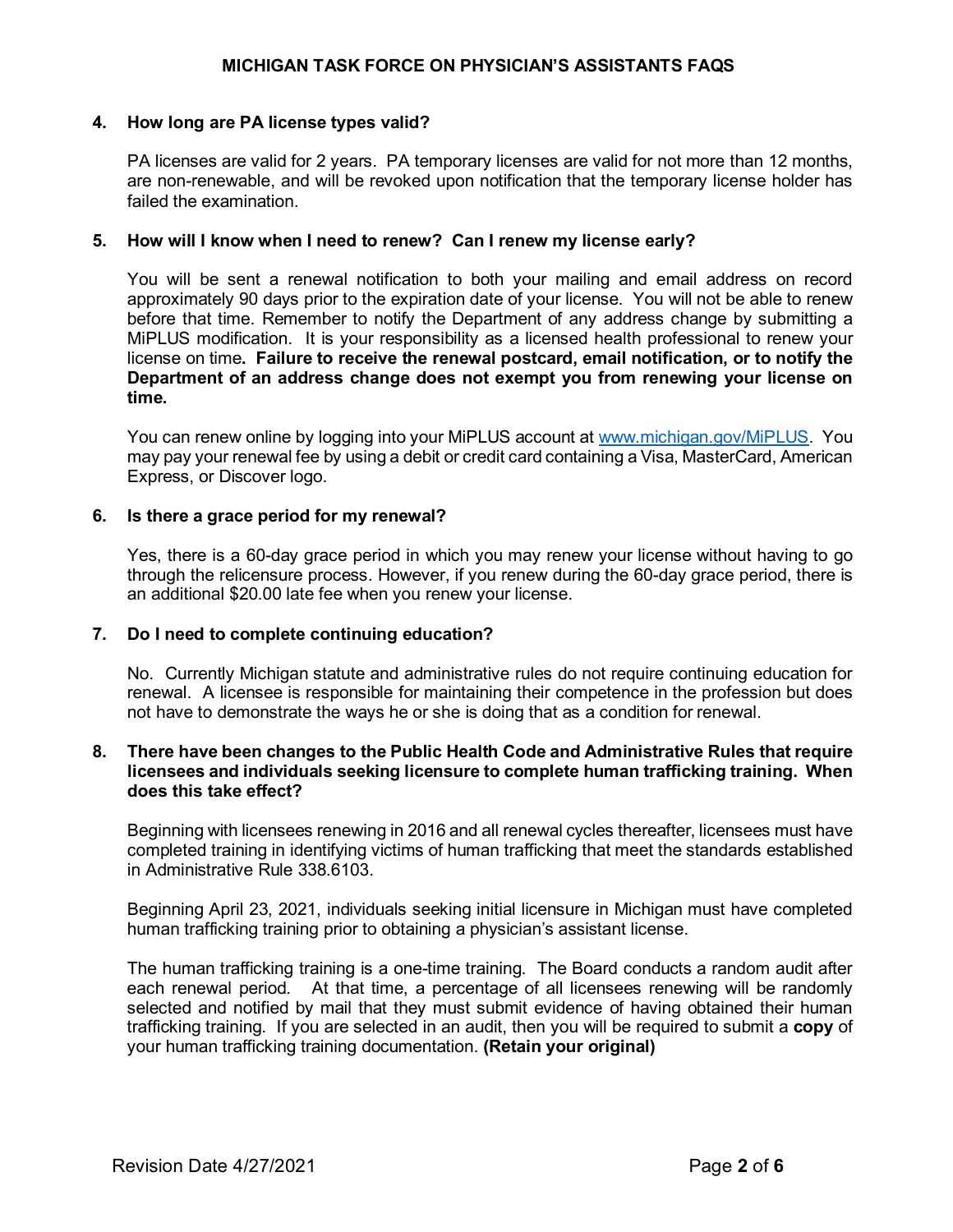**4. How long are PA license types valid?**

PA licenses are valid for 2 years. PA temporary licenses are valid for not more than 12 months, are non-renewable, and will be revoked upon notification that the temporary license holder has failed the examination.

**5. How will I know when I need to renew? Can I renew my license early?**

You will be sent a renewal notification to both your mailing and email address on record approximately 90 days prior to the expiration date of your license. You will not be able to renew before that time. Remember to notify the Department of any address change by submitting a MiPLUS modification. It is your responsibility as a licensed health professional to renew your license on time**. Failure to receive the renewal postcard, email notification, or to notify the Department of an address change does not exempt you from renewing your license on time.**

You can renew online by logging into your MiPLUS account at [www.michigan.gov/MiPLUS](www.michigan.gov/MiPLUS). You may pay your renewal fee by using a debit or credit card containing a Visa, MasterCard, American Express, or Discover logo.

**6. Is there a grace period for my renewal?**

Yes, there is a 60-day grace period in which you may renew your license without having to go through the relicensure process. However, if you renew during the 60-day grace period, there is an additional $20.00 late fee when you renew your license.

**7. Do I need to complete continuing education?**

No. Currently Michigan statute and administrative rules do not require continuing education for renewal. A licensee is responsible for maintaining their competence in the profession but does not have to demonstrate the ways he or she is doing that as a condition for renewal.

**8. There have been changes to the Public Health Code and Administrative Rules that require licensees and individuals seeking licensure to complete human trafficking training. When does this take effect?**

Beginning with licensees renewing in 2016 and all renewal cycles thereafter, licensees must have completed training in identifying victims of human trafficking that meet the standards established in Administrative Rule 338.6103.

Beginning April 23, 2021, individuals seeking initial licensure in Michigan must have completed human trafficking training prior to obtaining a physician's assistant license.

The human trafficking training is a one-time training. The Board conducts a random audit after each renewal period. At that time, a percentage of all licensees renewing will be randomly selected and notified by mail that they must submit evidence of having obtained their human trafficking training. If you are selected in an audit, then you will be required to submit a **copy** of your human trafficking training documentation. **(Retain your original)**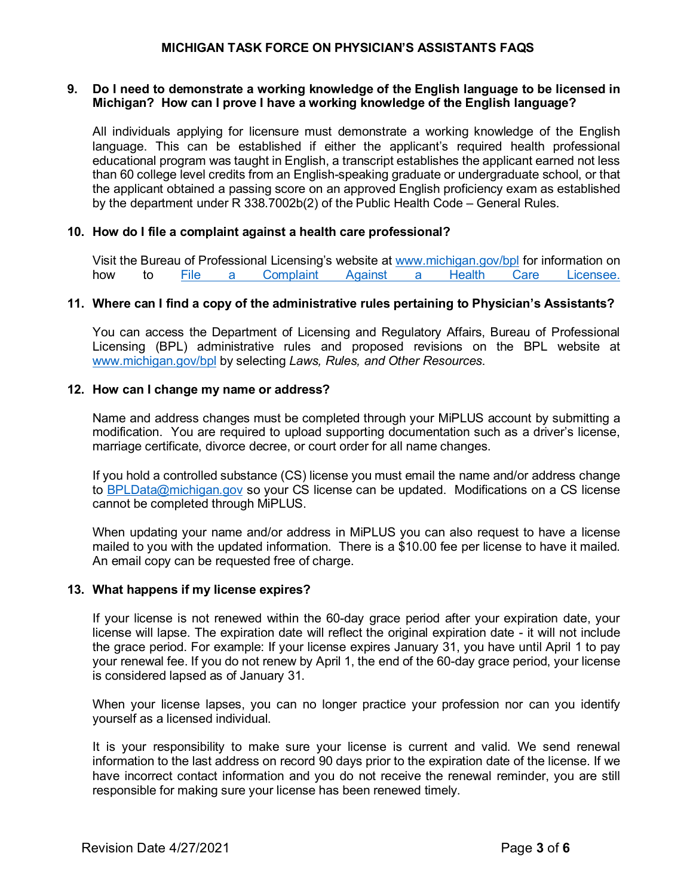**9. Do I need to demonstrate a working knowledge of the English language to be licensed in Michigan? How can I prove I have a working knowledge of the English language?**

All individuals applying for licensure must demonstrate a working knowledge of the English language. This can be established if either the applicant's required health professional educational program was taught in English, a transcript establishes the applicant earned not less than 60 college level credits from an English-speaking graduate or undergraduate school, or that the applicant obtained a passing score on an approved English proficiency exam as established by the department under R 338.7002b(2) of the Public Health Code – General Rules.

**10. How do I file a complaint against a health care professional?**

Visit the Bureau of Professional Licensing's website at www.michigan.gov/bpl for information on how to File a Complaint Against a Health Care Licensee.

**11. Where can I find a copy of the administrative rules pertaining to Physician's Assistants?**

You can access the Department of Licensing and Regulatory Affairs, Bureau of Professional Licensing (BPL) administrative rules and proposed revisions on the BPL website at www.michigan.gov/bpl by selecting *Laws, Rules, and Other Resources*.

**12. How can I change my name or address?**

Name and address changes must be completed through your MiPLUS account by submitting a modification. You are required to upload supporting documentation such as a driver's license, marriage certificate, divorce decree, or court order for all name changes.

If you hold a controlled substance (CS) license you must email the name and/or address change to BPLData@michigan.gov so your CS license can be updated. Modifications on a CS license cannot be completed through MiPLUS.

When updating your name and/or address in MiPLUS you can also request to have a license mailed to you with the updated information. There is a $10.00 fee per license to have it mailed. An email copy can be requested free of charge.

**13. What happens if my license expires?**

If your license is not renewed within the 60-day grace period after your expiration date, your license will lapse. The expiration date will reflect the original expiration date - it will not include the grace period. For example: If your license expires January 31, you have until April 1 to pay your renewal fee. If you do not renew by April 1, the end of the 60-day grace period, your license is considered lapsed as of January 31.

When your license lapses, you can no longer practice your profession nor can you identify yourself as a licensed individual.

It is your responsibility to make sure your license is current and valid. We send renewal information to the last address on record 90 days prior to the expiration date of the license. If we have incorrect contact information and you do not receive the renewal reminder, you are still responsible for making sure your license has been renewed timely.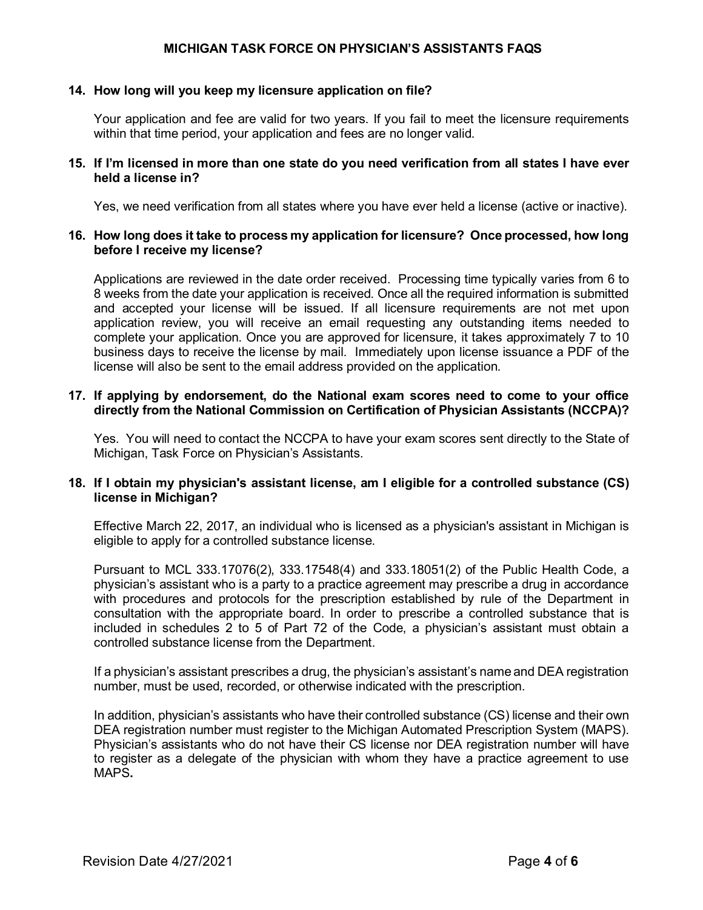**14. How long will you keep my licensure application on file?**

Your application and fee are valid for two years. If you fail to meet the licensure requirements within that time period, your application and fees are no longer valid.

**15. If I'm licensed in more than one state do you need verification from all states I have ever held a license in?**

Yes, we need verification from all states where you have ever held a license (active or inactive).

**16. How long does it take to process my application for licensure? Once processed, how long before I receive my license?**

Applications are reviewed in the date order received. Processing time typically varies from 6 to 8 weeks from the date your application is received. Once all the required information is submitted and accepted your license will be issued. If all licensure requirements are not met upon application review, you will receive an email requesting any outstanding items needed to complete your application. Once you are approved for licensure, it takes approximately 7 to 10 business days to receive the license by mail. Immediately upon license issuance a PDF of the license will also be sent to the email address provided on the application.

**17. If applying by endorsement, do the National exam scores need to come to your office directly from the National Commission on Certification of Physician Assistants (NCCPA)?**

Yes. You will need to contact the NCCPA to have your exam scores sent directly to the State of Michigan, Task Force on Physician's Assistants.

**18. If I obtain my physician's assistant license, am I eligible for a controlled substance (CS) license in Michigan?**

Effective March 22, 2017, an individual who is licensed as a physician's assistant in Michigan is eligible to apply for a controlled substance license.

Pursuant to MCL 333.17076(2), 333.17548(4) and 333.18051(2) of the Public Health Code, a physician's assistant who is a party to a practice agreement may prescribe a drug in accordance with procedures and protocols for the prescription established by rule of the Department in consultation with the appropriate board. In order to prescribe a controlled substance that is included in schedules 2 to 5 of Part 72 of the Code, a physician's assistant must obtain a controlled substance license from the Department.

If a physician's assistant prescribes a drug, the physician's assistant's name and DEA registration number, must be used, recorded, or otherwise indicated with the prescription.

In addition, physician's assistants who have their controlled substance (CS) license and their own DEA registration number must register to the Michigan Automated Prescription System (MAPS). Physician's assistants who do not have their CS license nor DEA registration number will have to register as a delegate of the physician with whom they have a practice agreement to use MAPS**.**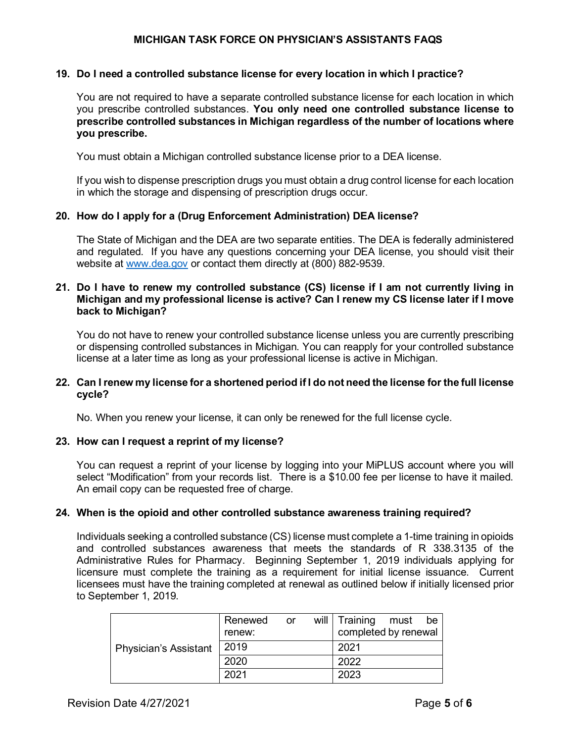**19. Do I need a controlled substance license for every location in which I practice?**

You are not required to have a separate controlled substance license for each location in which you prescribe controlled substances. **You only need one controlled substance license to prescribe controlled substances in Michigan regardless of the number of locations where you prescribe.**

You must obtain a Michigan controlled substance license prior to a DEA license.

If you wish to dispense prescription drugs you must obtain a drug control license for each location in which the storage and dispensing of prescription drugs occur.

**20. How do I apply for a (Drug Enforcement Administration) DEA license?**

The State of Michigan and the DEA are two separate entities. The DEA is federally administered and regulated. If you have any questions concerning your DEA license, you should visit their website at [www.dea.gov](http://www.dea.gov) or contact them directly at (800) 882-9539.

**21. Do I have to renew my controlled substance (CS) license if I am not currently living in Michigan and my professional license is active? Can I renew my CS license later if I move back to Michigan?**

You do not have to renew your controlled substance license unless you are currently prescribing or dispensing controlled substances in Michigan. You can reapply for your controlled substance license at a later time as long as your professional license is active in Michigan.

**22. Can I renew my license for a shortened period if I do not need the license for the full license cycle?**

No. When you renew your license, it can only be renewed for the full license cycle.

**23. How can I request a reprint of my license?**

You can request a reprint of your license by logging into your MiPLUS account where you will select "Modification" from your records list. There is a $10.00 fee per license to have it mailed. An email copy can be requested free of charge.

**24. When is the opioid and other controlled substance awareness training required?**

Individuals seeking a controlled substance (CS) license must complete a 1-time training in opioids and controlled substances awareness that meets the standards of R 338.3135 of the Administrative Rules for Pharmacy. Beginning September 1, 2019 individuals applying for licensure must complete the training as a requirement for initial license issuance. Current licensees must have the training completed at renewal as outlined below if initially licensed prior to September 1, 2019.

| | Renewed or will renew: | Training must be completed by renewal |
|---|---|---|
| Physician's Assistant | 2019 | 2021 |
| | 2020 | 2022 |
| | 2021 | 2023 |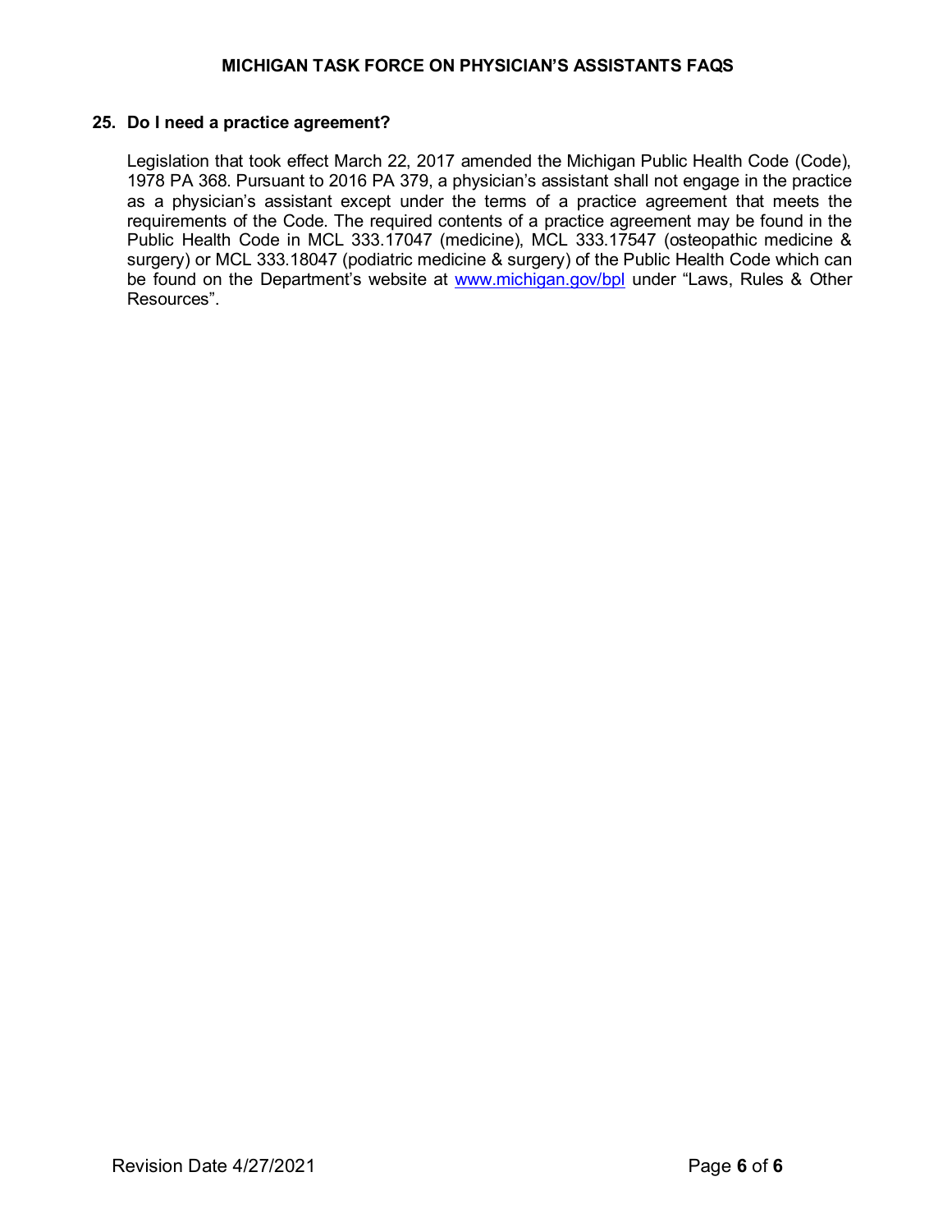**25. Do I need a practice agreement?**

Legislation that took effect March 22, 2017 amended the Michigan Public Health Code (Code), 1978 PA 368. Pursuant to 2016 PA 379, a physician's assistant shall not engage in the practice as a physician's assistant except under the terms of a practice agreement that meets the requirements of the Code. The required contents of a practice agreement may be found in the Public Health Code in MCL 333.17047 (medicine), MCL 333.17547 (osteopathic medicine & surgery) or MCL 333.18047 (podiatric medicine & surgery) of the Public Health Code which can be found on the Department's website at [www.michigan.gov/bpl](http://www.michigan.gov/bpl) under "Laws, Rules & Other Resources".